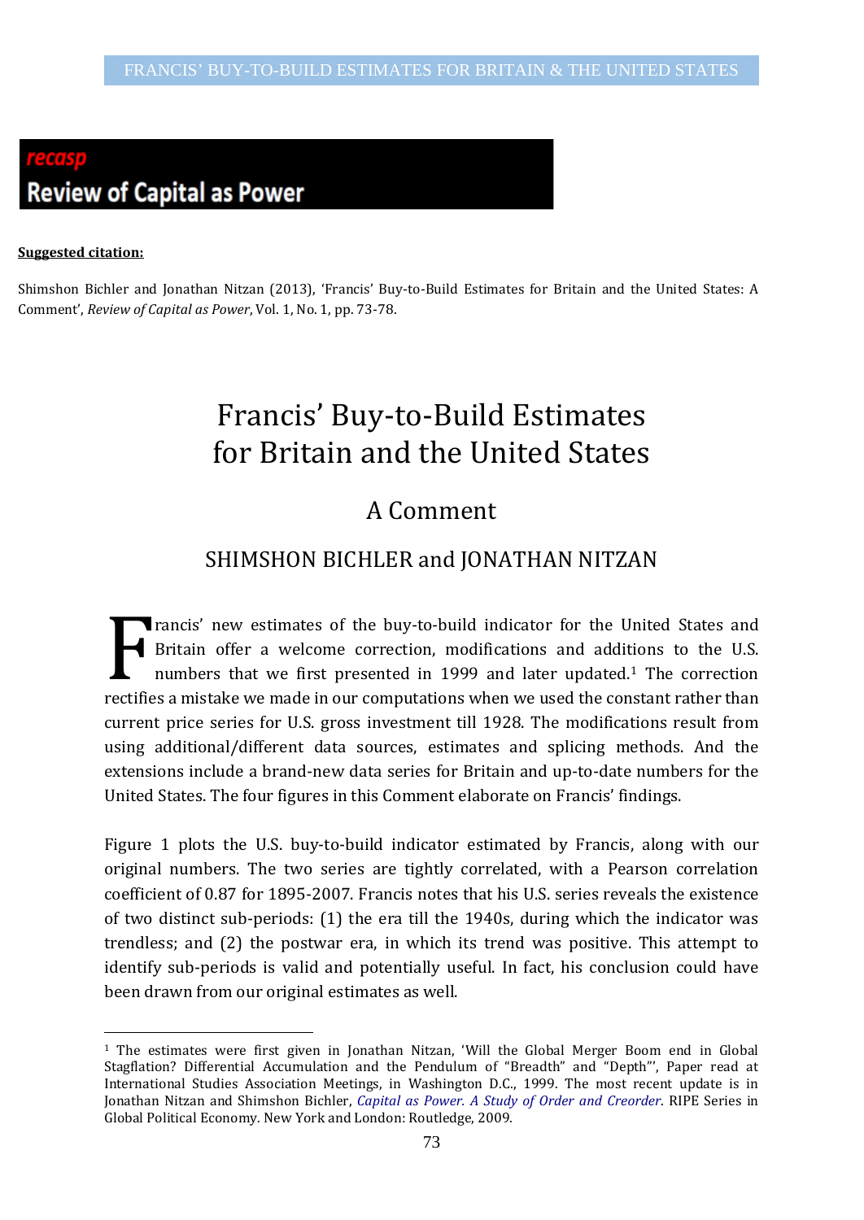**recasp**

**Review of Capital as Power**

**Suggested citation:**

Shimshon Bichler and Jonathan Nitzan (2013), 'Francis' Buy-to-Build Estimates for Britain and the United States: A Comment', *Review of Capital as Power*, Vol. 1, No. 1, pp. 73-78.

# Francis' Buy-to-Build Estimates for Britain and the United States

## A Comment

### SHIMSHON BICHLER and JONATHAN NITZAN

Francis' new estimates of the buy-to-build indicator for the United States and Britain offer a welcome correction, modifications and additions to the U.S. numbers that we first presented in 1999 and later updated.[1] The correction rectifies a mistake we made in our computations when we used the constant rather than current price series for U.S. gross investment till 1928. The modifications result from using additional/different data sources, estimates and splicing methods. And the extensions include a brand-new data series for Britain and up-to-date numbers for the United States. The four figures in this Comment elaborate on Francis' findings.

Figure 1 plots the U.S. buy-to-build indicator estimated by Francis, along with our original numbers. The two series are tightly correlated, with a Pearson correlation coefficient of 0.87 for 1895-2007. Francis notes that his U.S. series reveals the existence of two distinct sub-periods: (1) the era till the 1940s, during which the indicator was trendless; and (2) the postwar era, in which its trend was positive. This attempt to identify sub-periods is valid and potentially useful. In fact, his conclusion could have been drawn from our original estimates as well.

---

[1] The estimates were first given in Jonathan Nitzan, 'Will the Global Merger Boom end in Global Stagflation? Differential Accumulation and the Pendulum of "Breadth" and "Depth"', Paper read at International Studies Association Meetings, in Washington D.C., 1999. The most recent update is in Jonathan Nitzan and Shimshon Bichler, *Capital as Power. A Study of Order and Creorder*. RIPE Series in Global Political Economy. New York and London: Routledge, 2009.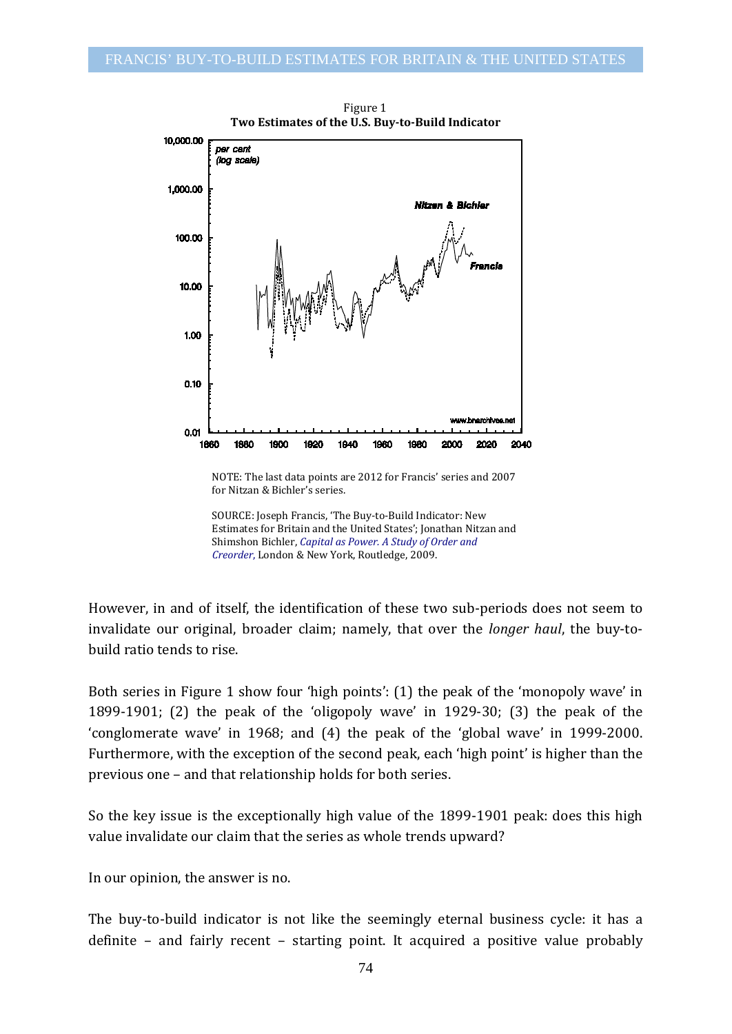Figure 1
**Two Estimates of the U.S. Buy-to-Build Indicator**

NOTE: The last data points are 2012 for Francis' series and 2007 for Nitzan & Bichler's series.

SOURCE: Joseph Francis, 'The Buy-to-Build Indicator: New Estimates for Britain and the United States'; Jonathan Nitzan and Shimshon Bichler, *Capital as Power. A Study of Order and Creorder*, London & New York, Routledge, 2009.

However, in and of itself, the identification of these two sub-periods does not seem to invalidate our original, broader claim; namely, that over the *longer haul*, the buy-to-build ratio tends to rise.

Both series in Figure 1 show four 'high points': (1) the peak of the 'monopoly wave' in 1899-1901; (2) the peak of the 'oligopoly wave' in 1929-30; (3) the peak of the 'conglomerate wave' in 1968; and (4) the peak of the 'global wave' in 1999-2000. Furthermore, with the exception of the second peak, each 'high point' is higher than the previous one – and that relationship holds for both series.

So the key issue is the exceptionally high value of the 1899-1901 peak: does this high value invalidate our claim that the series as whole trends upward?

In our opinion, the answer is no.

The buy-to-build indicator is not like the seemingly eternal business cycle: it has a definite – and fairly recent – starting point. It acquired a positive value probably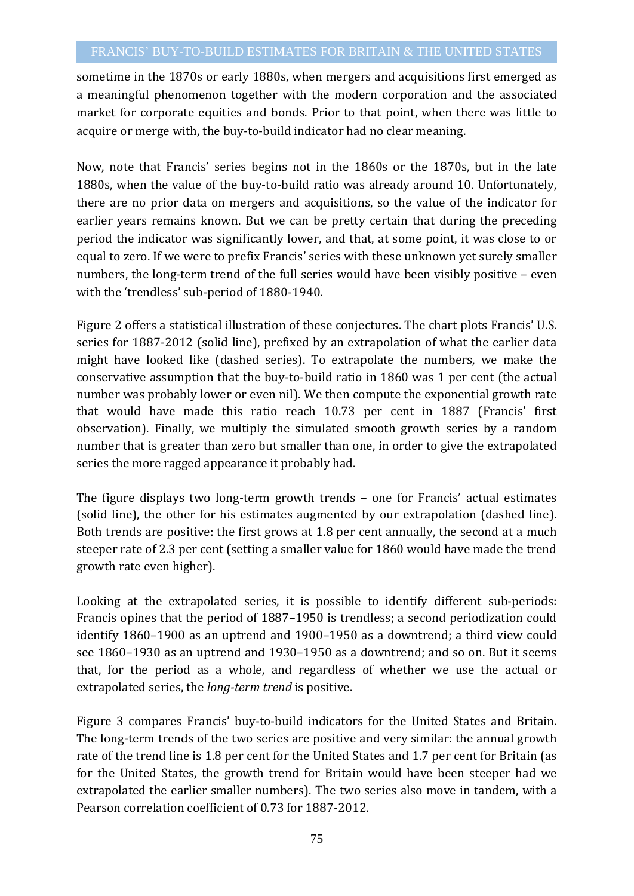sometime in the 1870s or early 1880s, when mergers and acquisitions first emerged as a meaningful phenomenon together with the modern corporation and the associated market for corporate equities and bonds. Prior to that point, when there was little to acquire or merge with, the buy-to-build indicator had no clear meaning.

Now, note that Francis' series begins not in the 1860s or the 1870s, but in the late 1880s, when the value of the buy-to-build ratio was already around 10. Unfortunately, there are no prior data on mergers and acquisitions, so the value of the indicator for earlier years remains known. But we can be pretty certain that during the preceding period the indicator was significantly lower, and that, at some point, it was close to or equal to zero. If we were to prefix Francis' series with these unknown yet surely smaller numbers, the long-term trend of the full series would have been visibly positive – even with the 'trendless' sub-period of 1880-1940.

Figure 2 offers a statistical illustration of these conjectures. The chart plots Francis' U.S. series for 1887-2012 (solid line), prefixed by an extrapolation of what the earlier data might have looked like (dashed series). To extrapolate the numbers, we make the conservative assumption that the buy-to-build ratio in 1860 was 1 per cent (the actual number was probably lower or even nil). We then compute the exponential growth rate that would have made this ratio reach 10.73 per cent in 1887 (Francis' first observation). Finally, we multiply the simulated smooth growth series by a random number that is greater than zero but smaller than one, in order to give the extrapolated series the more ragged appearance it probably had.

The figure displays two long-term growth trends – one for Francis' actual estimates (solid line), the other for his estimates augmented by our extrapolation (dashed line). Both trends are positive: the first grows at 1.8 per cent annually, the second at a much steeper rate of 2.3 per cent (setting a smaller value for 1860 would have made the trend growth rate even higher).

Looking at the extrapolated series, it is possible to identify different sub-periods: Francis opines that the period of 1887–1950 is trendless; a second periodization could identify 1860–1900 as an uptrend and 1900–1950 as a downtrend; a third view could see 1860–1930 as an uptrend and 1930–1950 as a downtrend; and so on. But it seems that, for the period as a whole, and regardless of whether we use the actual or extrapolated series, the *long-term trend* is positive.

Figure 3 compares Francis' buy-to-build indicators for the United States and Britain. The long-term trends of the two series are positive and very similar: the annual growth rate of the trend line is 1.8 per cent for the United States and 1.7 per cent for Britain (as for the United States, the growth trend for Britain would have been steeper had we extrapolated the earlier smaller numbers). The two series also move in tandem, with a Pearson correlation coefficient of 0.73 for 1887-2012.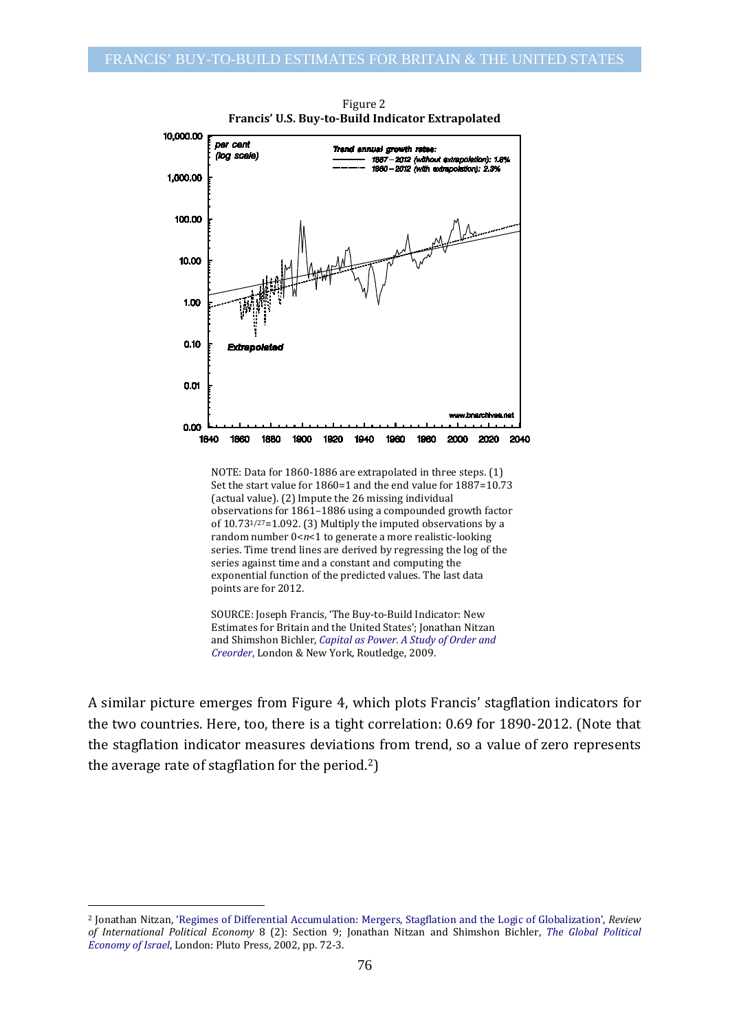Figure 2

**Francis' U.S. Buy-to-Build Indicator Extrapolated**

NOTE: Data for 1860-1886 are extrapolated in three steps. (1) Set the start value for 1860=1 and the end value for 1887=10.73 (actual value). (2) Impute the 26 missing individual observations for 1861–1886 using a compounded growth factor of $10.73^{1/27}=1.092$. (3) Multiply the imputed observations by a random number $0<n<1$ to generate a more realistic-looking series. Time trend lines are derived by regressing the log of the series against time and a constant and computing the exponential function of the predicted values. The last data points are for 2012.

SOURCE: Joseph Francis, 'The Buy-to-Build Indicator: New Estimates for Britain and the United States'; Jonathan Nitzan and Shimshon Bichler, *Capital as Power. A Study of Order and Creorder*, London & New York, Routledge, 2009.

A similar picture emerges from Figure 4, which plots Francis' stagflation indicators for the two countries. Here, too, there is a tight correlation: 0.69 for 1890-2012. (Note that the stagflation indicator measures deviations from trend, so a value of zero represents the average rate of stagflation for the period.[2])

[2] Jonathan Nitzan, 'Regimes of Differential Accumulation: Mergers, Stagflation and the Logic of Globalization', *Review of International Political Economy* 8 (2): Section 9; Jonathan Nitzan and Shimshon Bichler, *The Global Political Economy of Israel*, London: Pluto Press, 2002, pp. 72-3.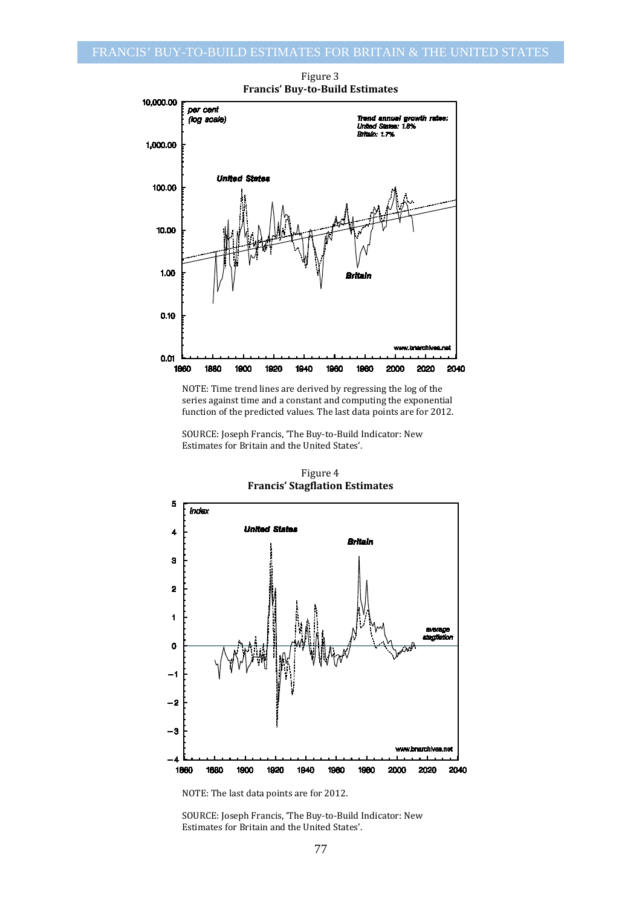Figure 3
**Francis' Buy-to-Build Estimates**

NOTE: Time trend lines are derived by regressing the log of the series against time and a constant and computing the exponential function of the predicted values. The last data points are for 2012.

SOURCE: Joseph Francis, 'The Buy-to-Build Indicator: New Estimates for Britain and the United States'.

Figure 4
**Francis' Stagflation Estimates**

NOTE: The last data points are for 2012.

SOURCE: Joseph Francis, 'The Buy-to-Build Indicator: New Estimates for Britain and the United States'.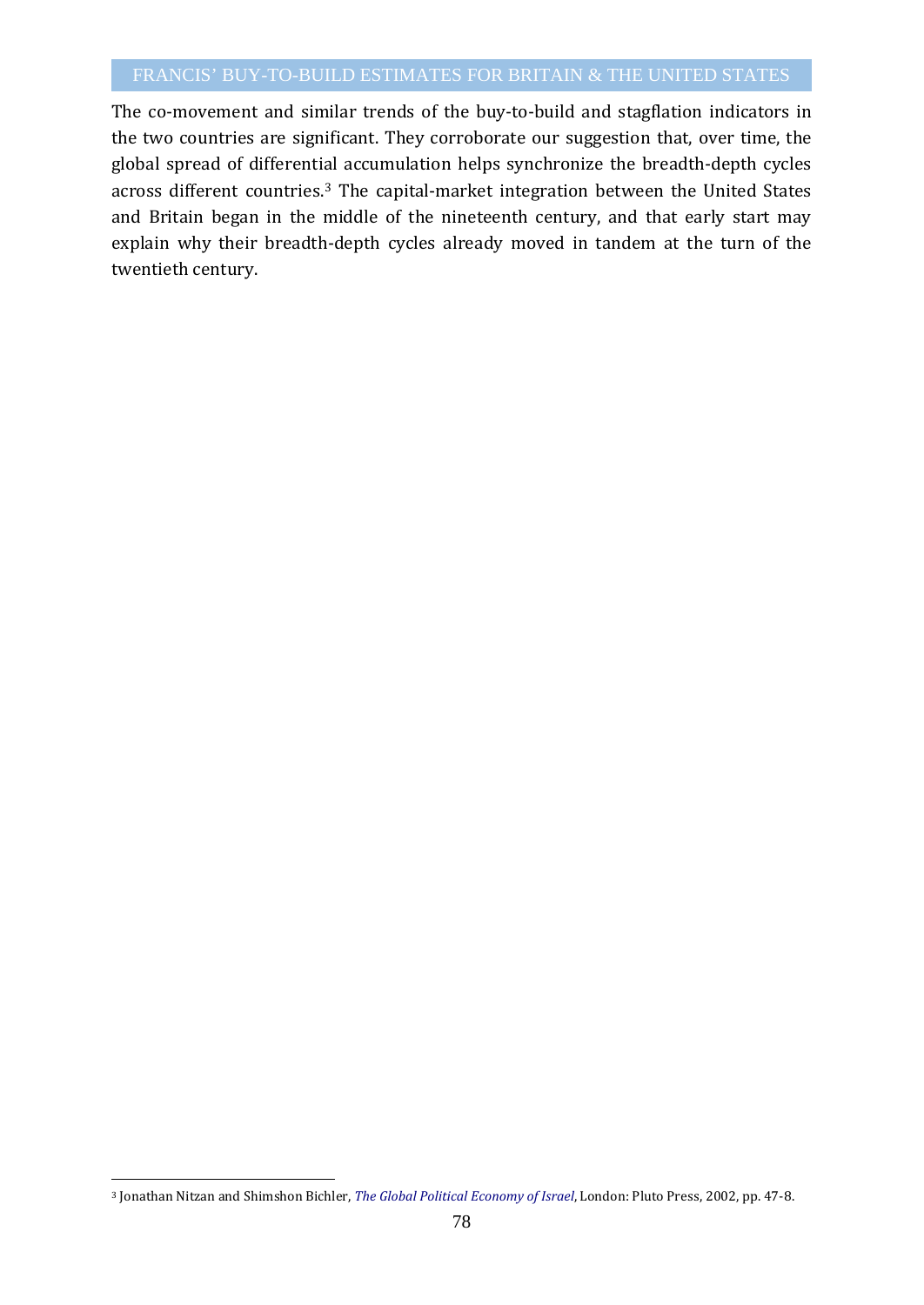The co-movement and similar trends of the buy-to-build and stagflation indicators in the two countries are significant. They corroborate our suggestion that, over time, the global spread of differential accumulation helps synchronize the breadth-depth cycles across different countries.[3] The capital-market integration between the United States and Britain began in the middle of the nineteenth century, and that early start may explain why their breadth-depth cycles already moved in tandem at the turn of the twentieth century.

---

[3] Jonathan Nitzan and Shimshon Bichler, *The Global Political Economy of Israel*, London: Pluto Press, 2002, pp. 47-8.